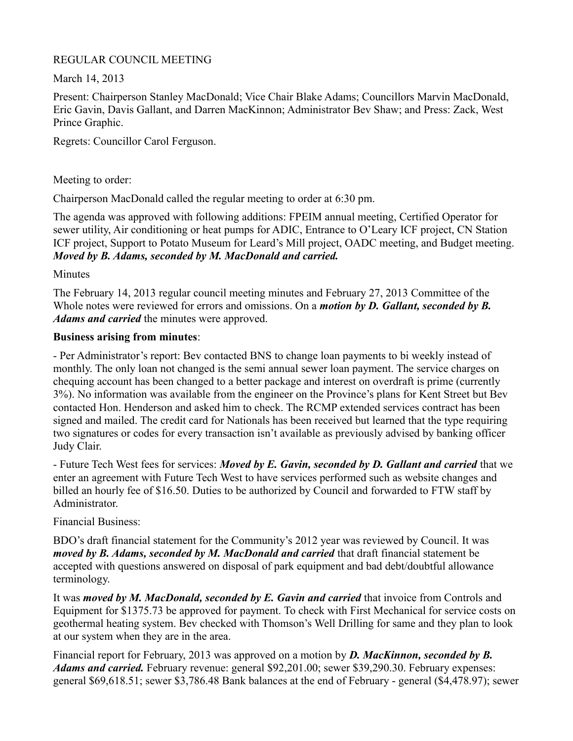REGULAR COUNCIL MEETING

March 14, 2013

Present: Chairperson Stanley MacDonald; Vice Chair Blake Adams; Councillors Marvin MacDonald, Eric Gavin, Davis Gallant, and Darren MacKinnon; Administrator Bev Shaw; and Press: Zack, West Prince Graphic.

Regrets: Councillor Carol Ferguson.

Meeting to order:

Chairperson MacDonald called the regular meeting to order at 6:30 pm.

The agenda was approved with following additions: FPEIM annual meeting, Certified Operator for sewer utility, Air conditioning or heat pumps for ADIC, Entrance to O'Leary ICF project, CN Station ICF project, Support to Potato Museum for Leard's Mill project, OADC meeting, and Budget meeting. ***Moved by B. Adams, seconded by M. MacDonald and carried.***

Minutes

The February 14, 2013 regular council meeting minutes and February 27, 2013 Committee of the Whole notes were reviewed for errors and omissions. On a ***motion by D. Gallant, seconded by B. Adams and carried*** the minutes were approved.

**Business arising from minutes**:

- Per Administrator's report: Bev contacted BNS to change loan payments to bi weekly instead of monthly. The only loan not changed is the semi annual sewer loan payment. The service charges on chequing account has been changed to a better package and interest on overdraft is prime (currently 3%). No information was available from the engineer on the Province's plans for Kent Street but Bev contacted Hon. Henderson and asked him to check. The RCMP extended services contract has been signed and mailed. The credit card for Nationals has been received but learned that the type requiring two signatures or codes for every transaction isn't available as previously advised by banking officer Judy Clair.

- Future Tech West fees for services: ***Moved by E. Gavin, seconded by D. Gallant and carried*** that we enter an agreement with Future Tech West to have services performed such as website changes and billed an hourly fee of $16.50. Duties to be authorized by Council and forwarded to FTW staff by Administrator.

Financial Business:

BDO's draft financial statement for the Community's 2012 year was reviewed by Council. It was ***moved by B. Adams, seconded by M. MacDonald and carried*** that draft financial statement be accepted with questions answered on disposal of park equipment and bad debt/doubtful allowance terminology.

It was ***moved by M. MacDonald, seconded by E. Gavin and carried*** that invoice from Controls and Equipment for $1375.73 be approved for payment. To check with First Mechanical for service costs on geothermal heating system. Bev checked with Thomson's Well Drilling for same and they plan to look at our system when they are in the area.

Financial report for February, 2013 was approved on a motion by ***D. MacKinnon, seconded by B. Adams and carried.*** February revenue: general $92,201.00; sewer $39,290.30. February expenses: general $69,618.51; sewer $3,786.48 Bank balances at the end of February - general ($4,478.97); sewer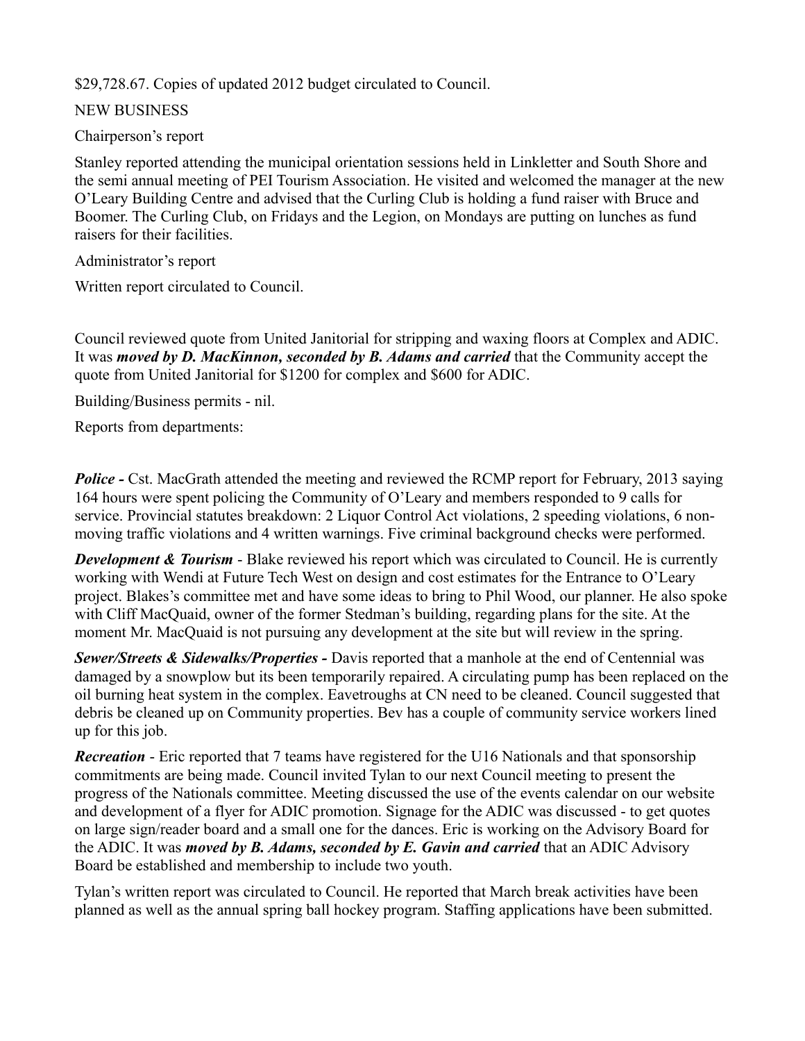$29,728.67. Copies of updated 2012 budget circulated to Council.

NEW BUSINESS

Chairperson's report

Stanley reported attending the municipal orientation sessions held in Linkletter and South Shore and the semi annual meeting of PEI Tourism Association. He visited and welcomed the manager at the new O'Leary Building Centre and advised that the Curling Club is holding a fund raiser with Bruce and Boomer. The Curling Club, on Fridays and the Legion, on Mondays are putting on lunches as fund raisers for their facilities.

Administrator's report

Written report circulated to Council.

Council reviewed quote from United Janitorial for stripping and waxing floors at Complex and ADIC. It was ***moved by D. MacKinnon, seconded by B. Adams and carried*** that the Community accept the quote from United Janitorial for $1200 for complex and $600 for ADIC.

Building/Business permits - nil.

Reports from departments:

***Police -*** Cst. MacGrath attended the meeting and reviewed the RCMP report for February, 2013 saying 164 hours were spent policing the Community of O'Leary and members responded to 9 calls for service. Provincial statutes breakdown: 2 Liquor Control Act violations, 2 speeding violations, 6 non-moving traffic violations and 4 written warnings. Five criminal background checks were performed.

***Development & Tourism*** - Blake reviewed his report which was circulated to Council. He is currently working with Wendi at Future Tech West on design and cost estimates for the Entrance to O'Leary project. Blakes's committee met and have some ideas to bring to Phil Wood, our planner. He also spoke with Cliff MacQuaid, owner of the former Stedman's building, regarding plans for the site. At the moment Mr. MacQuaid is not pursuing any development at the site but will review in the spring.

***Sewer/Streets & Sidewalks/Properties -*** Davis reported that a manhole at the end of Centennial was damaged by a snowplow but its been temporarily repaired. A circulating pump has been replaced on the oil burning heat system in the complex. Eavetroughs at CN need to be cleaned. Council suggested that debris be cleaned up on Community properties. Bev has a couple of community service workers lined up for this job.

***Recreation*** - Eric reported that 7 teams have registered for the U16 Nationals and that sponsorship commitments are being made. Council invited Tylan to our next Council meeting to present the progress of the Nationals committee. Meeting discussed the use of the events calendar on our website and development of a flyer for ADIC promotion. Signage for the ADIC was discussed - to get quotes on large sign/reader board and a small one for the dances. Eric is working on the Advisory Board for the ADIC. It was ***moved by B. Adams, seconded by E. Gavin and carried*** that an ADIC Advisory Board be established and membership to include two youth.

Tylan's written report was circulated to Council. He reported that March break activities have been planned as well as the annual spring ball hockey program. Staffing applications have been submitted.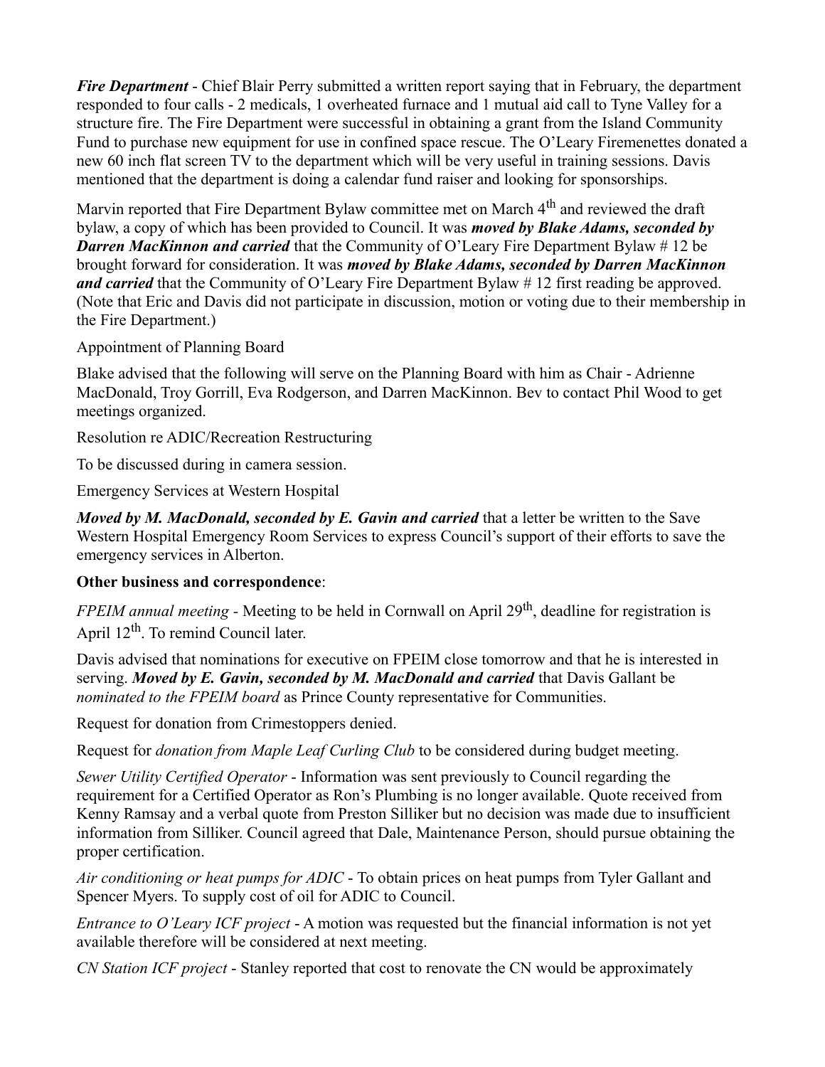*Fire Department* - Chief Blair Perry submitted a written report saying that in February, the department responded to four calls - 2 medicals, 1 overheated furnace and 1 mutual aid call to Tyne Valley for a structure fire. The Fire Department were successful in obtaining a grant from the Island Community Fund to purchase new equipment for use in confined space rescue. The O'Leary Firemenettes donated a new 60 inch flat screen TV to the department which will be very useful in training sessions. Davis mentioned that the department is doing a calendar fund raiser and looking for sponsorships.

Marvin reported that Fire Department Bylaw committee met on March 4th and reviewed the draft bylaw, a copy of which has been provided to Council. It was ***moved by Blake Adams, seconded by Darren MacKinnon and carried*** that the Community of O'Leary Fire Department Bylaw # 12 be brought forward for consideration. It was ***moved by Blake Adams, seconded by Darren MacKinnon and carried*** that the Community of O'Leary Fire Department Bylaw # 12 first reading be approved. (Note that Eric and Davis did not participate in discussion, motion or voting due to their membership in the Fire Department.)

Appointment of Planning Board

Blake advised that the following will serve on the Planning Board with him as Chair - Adrienne MacDonald, Troy Gorrill, Eva Rodgerson, and Darren MacKinnon. Bev to contact Phil Wood to get meetings organized.

Resolution re ADIC/Recreation Restructuring

To be discussed during in camera session.

Emergency Services at Western Hospital

***Moved by M. MacDonald, seconded by E. Gavin and carried*** that a letter be written to the Save Western Hospital Emergency Room Services to express Council's support of their efforts to save the emergency services in Alberton.

**Other business and correspondence**:

*FPEIM annual meeting* - Meeting to be held in Cornwall on April 29th, deadline for registration is April 12th. To remind Council later.

Davis advised that nominations for executive on FPEIM close tomorrow and that he is interested in serving. ***Moved by E. Gavin, seconded by M. MacDonald and carried*** that Davis Gallant be *nominated to the FPEIM board* as Prince County representative for Communities.

Request for donation from Crimestoppers denied.

Request for *donation from Maple Leaf Curling Club* to be considered during budget meeting.

*Sewer Utility Certified Operator* - Information was sent previously to Council regarding the requirement for a Certified Operator as Ron's Plumbing is no longer available. Quote received from Kenny Ramsay and a verbal quote from Preston Silliker but no decision was made due to insufficient information from Silliker. Council agreed that Dale, Maintenance Person, should pursue obtaining the proper certification.

*Air conditioning or heat pumps for ADIC* - To obtain prices on heat pumps from Tyler Gallant and Spencer Myers. To supply cost of oil for ADIC to Council.

*Entrance to O'Leary ICF project* - A motion was requested but the financial information is not yet available therefore will be considered at next meeting.

*CN Station ICF project* - Stanley reported that cost to renovate the CN would be approximately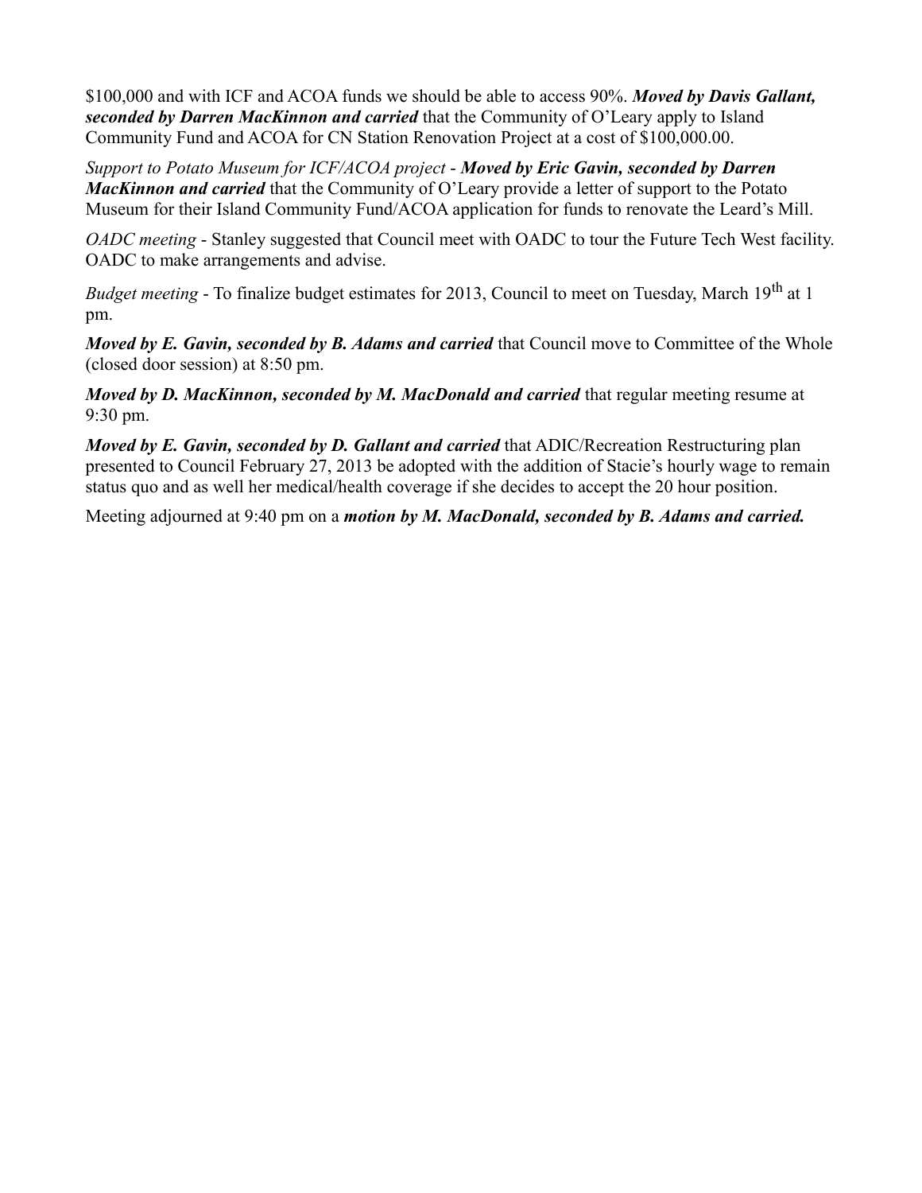$100,000 and with ICF and ACOA funds we should be able to access 90%. ***Moved by Davis Gallant, seconded by Darren MacKinnon and carried*** that the Community of O'Leary apply to Island Community Fund and ACOA for CN Station Renovation Project at a cost of $100,000.00.

*Support to Potato Museum for ICF/ACOA project* - ***Moved by Eric Gavin, seconded by Darren MacKinnon and carried*** that the Community of O'Leary provide a letter of support to the Potato Museum for their Island Community Fund/ACOA application for funds to renovate the Leard's Mill.

*OADC meeting* - Stanley suggested that Council meet with OADC to tour the Future Tech West facility. OADC to make arrangements and advise.

*Budget meeting* - To finalize budget estimates for 2013, Council to meet on Tuesday, March 19th at 1 pm.

***Moved by E. Gavin, seconded by B. Adams and carried*** that Council move to Committee of the Whole (closed door session) at 8:50 pm.

***Moved by D. MacKinnon, seconded by M. MacDonald and carried*** that regular meeting resume at 9:30 pm.

***Moved by E. Gavin, seconded by D. Gallant and carried*** that ADIC/Recreation Restructuring plan presented to Council February 27, 2013 be adopted with the addition of Stacie's hourly wage to remain status quo and as well her medical/health coverage if she decides to accept the 20 hour position.

Meeting adjourned at 9:40 pm on a ***motion by M. MacDonald, seconded by B. Adams and carried.***